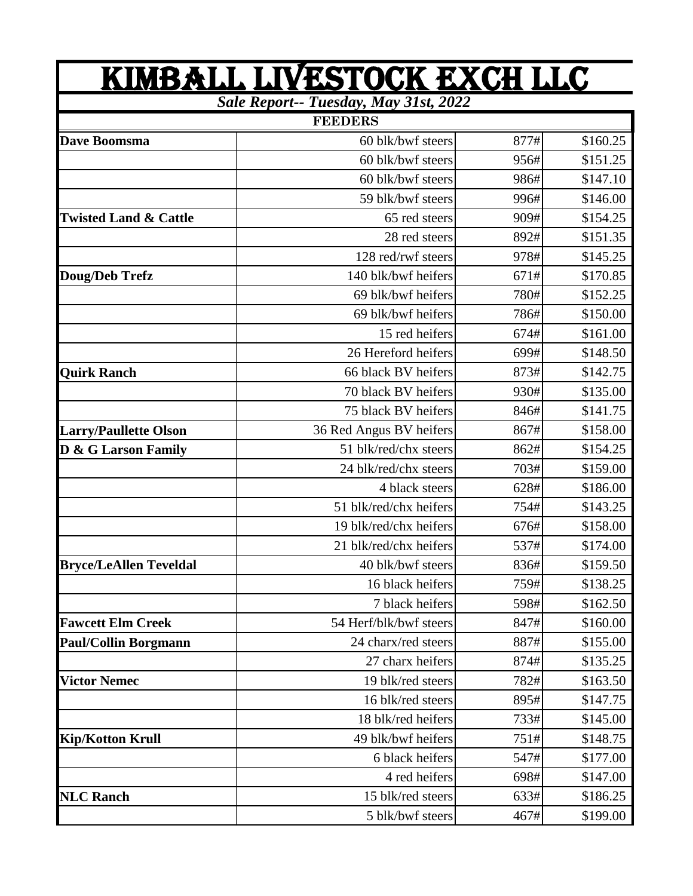# KIMBALL LIVESTOCK EXCH LLC

***Sale Report-- Tuesday, May 31st, 2022***

| FEEDERS | | | |
|---|---|---|---|
| **Dave Boomsma** | 60 blk/bwf steers | 877# | $160.25 |
| | 60 blk/bwf steers | 956# | $151.25 |
| | 60 blk/bwf steers | 986# | $147.10 |
| | 59 blk/bwf steers | 996# | $146.00 |
| **Twisted Land & Cattle** | 65 red steers | 909# | $154.25 |
| | 28 red steers | 892# | $151.35 |
| | 128 red/rwf steers | 978# | $145.25 |
| **Doug/Deb Trefz** | 140 blk/bwf heifers | 671# | $170.85 |
| | 69 blk/bwf heifers | 780# | $152.25 |
| | 69 blk/bwf heifers | 786# | $150.00 |
| | 15 red heifers | 674# | $161.00 |
| | 26 Hereford heifers | 699# | $148.50 |
| **Quirk Ranch** | 66 black BV heifers | 873# | $142.75 |
| | 70 black BV heifers | 930# | $135.00 |
| | 75 black BV heifers | 846# | $141.75 |
| **Larry/Paullette Olson** | 36 Red Angus BV heifers | 867# | $158.00 |
| **D & G Larson Family** | 51 blk/red/chx steers | 862# | $154.25 |
| | 24 blk/red/chx steers | 703# | $159.00 |
| | 4 black steers | 628# | $186.00 |
| | 51 blk/red/chx heifers | 754# | $143.25 |
| | 19 blk/red/chx heifers | 676# | $158.00 |
| | 21 blk/red/chx heifers | 537# | $174.00 |
| **Bryce/LeAllen Teveldal** | 40 blk/bwf steers | 836# | $159.50 |
| | 16 black heifers | 759# | $138.25 |
| | 7 black heifers | 598# | $162.50 |
| **Fawcett Elm Creek** | 54 Herf/blk/bwf steers | 847# | $160.00 |
| **Paul/Collin Borgmann** | 24 charx/red steers | 887# | $155.00 |
| | 27 charx heifers | 874# | $135.25 |
| **Victor Nemec** | 19 blk/red steers | 782# | $163.50 |
| | 16 blk/red steers | 895# | $147.75 |
| | 18 blk/red heifers | 733# | $145.00 |
| **Kip/Kotton Krull** | 49 blk/bwf heifers | 751# | $148.75 |
| | 6 black heifers | 547# | $177.00 |
| | 4 red heifers | 698# | $147.00 |
| **NLC Ranch** | 15 blk/red steers | 633# | $186.25 |
| | 5 blk/bwf steers | 467# | $199.00 |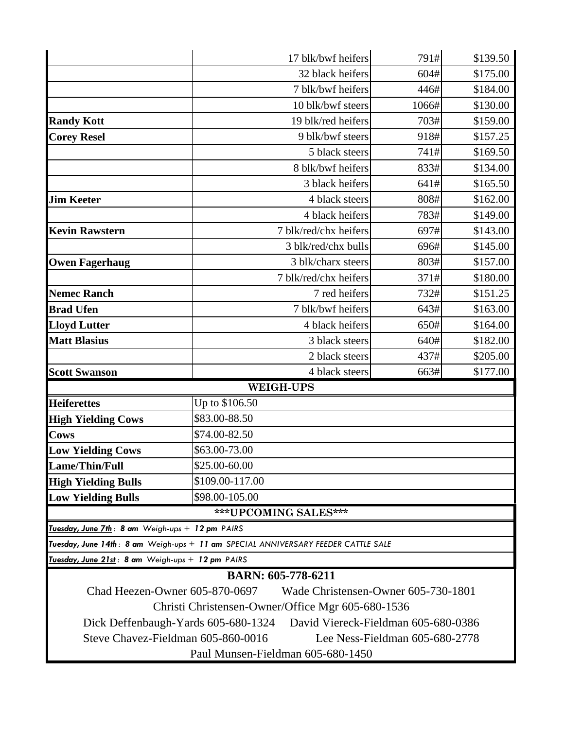| | | | |
|---|---|---|---|
| | 17 blk/bwf heifers | 791# | $139.50 |
| | 32 black heifers | 604# | $175.00 |
| | 7 blk/bwf heifers | 446# | $184.00 |
| | 10 blk/bwf steers | 1066# | $130.00 |
| **Randy Kott** | 19 blk/red heifers | 703# | $159.00 |
| **Corey Resel** | 9 blk/bwf steers | 918# | $157.25 |
| | 5 black steers | 741# | $169.50 |
| | 8 blk/bwf heifers | 833# | $134.00 |
| | 3 black heifers | 641# | $165.50 |
| **Jim Keeter** | 4 black steers | 808# | $162.00 |
| | 4 black heifers | 783# | $149.00 |
| **Kevin Rawstern** | 7 blk/red/chx heifers | 697# | $143.00 |
| | 3 blk/red/chx bulls | 696# | $145.00 |
| **Owen Fagerhaug** | 3 blk/charx steers | 803# | $157.00 |
| | 7 blk/red/chx heifers | 371# | $180.00 |
| **Nemec Ranch** | 7 red heifers | 732# | $151.25 |
| **Brad Ufen** | 7 blk/bwf heifers | 643# | $163.00 |
| **Lloyd Lutter** | 4 black heifers | 650# | $164.00 |
| **Matt Blasius** | 3 black steers | 640# | $182.00 |
| | 2 black steers | 437# | $205.00 |
| **Scott Swanson** | 4 black steers | 663# | $177.00 |

## WEIGH-UPS

| | |
|---|---|
| **Heiferettes** | Up to $106.50 |
| **High Yielding Cows** | $83.00-88.50 |
| **Cows** | $74.00-82.50 |
| **Low Yielding Cows** | $63.00-73.00 |
| **Lame/Thin/Full** | $25.00-60.00 |
| **High Yielding Bulls** | $109.00-117.00 |
| **Low Yielding Bulls** | $98.00-105.00 |

## ***UPCOMING SALES***

***Tuesday, June 7th**: **8 am** Weigh-ups + **12 pm** PAIRS*

***Tuesday, June 14th**: **8 am** Weigh-ups + **11 am** SPECIAL ANNIVERSARY FEEDER CATTLE SALE*

***Tuesday, June 21st**: **8 am** Weigh-ups + **12 pm** PAIRS*

**BARN: 605-778-6211**

Chad Heezen-Owner 605-870-0697 Wade Christensen-Owner 605-730-1801

Christi Christensen-Owner/Office Mgr 605-680-1536

Dick Deffenbaugh-Yards 605-680-1324 David Viereck-Fieldman 605-680-0386

Steve Chavez-Fieldman 605-860-0016 Lee Ness-Fieldman 605-680-2778

Paul Munsen-Fieldman 605-680-1450